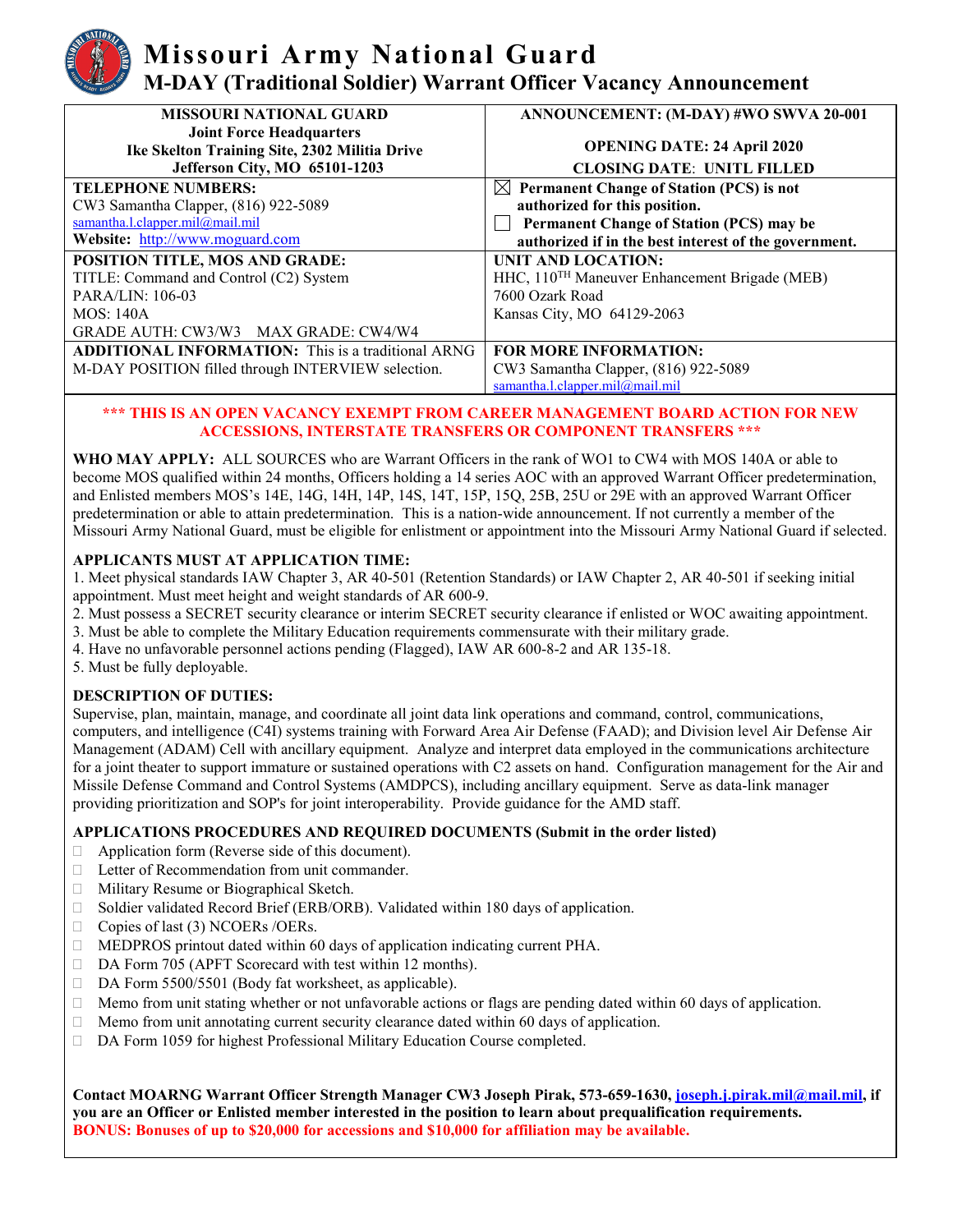# Missouri Army National Guard

## M-DAY (Traditional Soldier) Warrant Officer Vacancy Announcement

| **MISSOURI NATIONAL GUARD**<br>**Joint Force Headquarters**<br>**Ike Skelton Training Site, 2302 Militia Drive**<br>**Jefferson City, MO 65101-1203** | **ANNOUNCEMENT: (M-DAY) #WO SWVA 20-001**<br><br>**OPENING DATE: 24 April 2020**<br>**CLOSING DATE: UNITL FILLED** |
|---|---|
| **TELEPHONE NUMBERS:**<br>CW3 Samantha Clapper, (816) 922-5089<br>samantha.l.clapper.mil@mail.mil<br>**Website:** http://www.moguard.com | ☒ **Permanent Change of Station (PCS) is not authorized for this position.**<br>☐ **Permanent Change of Station (PCS) may be authorized if in the best interest of the government.** |
| **POSITION TITLE, MOS AND GRADE:**<br>TITLE: Command and Control (C2) System<br>PARA/LIN: 106-03<br>MOS: 140A<br>GRADE AUTH: CW3/W3 MAX GRADE: CW4/W4 | **UNIT AND LOCATION:**<br>HHC, 110TH Maneuver Enhancement Brigade (MEB)<br>7600 Ozark Road<br>Kansas City, MO 64129-2063 |
| **ADDITIONAL INFORMATION:** This is a traditional ARNG M-DAY POSITION filled through INTERVIEW selection. | **FOR MORE INFORMATION:**<br>CW3 Samantha Clapper, (816) 922-5089<br>samantha.l.clapper.mil@mail.mil |

**\*\*\* THIS IS AN OPEN VACANCY EXEMPT FROM CAREER MANAGEMENT BOARD ACTION FOR NEW ACCESSIONS, INTERSTATE TRANSFERS OR COMPONENT TRANSFERS \*\*\***

**WHO MAY APPLY:** ALL SOURCES who are Warrant Officers in the rank of WO1 to CW4 with MOS 140A or able to become MOS qualified within 24 months, Officers holding a 14 series AOC with an approved Warrant Officer predetermination, and Enlisted members MOS's 14E, 14G, 14H, 14P, 14S, 14T, 15P, 15Q, 25B, 25U or 29E with an approved Warrant Officer predetermination or able to attain predetermination. This is a nation-wide announcement. If not currently a member of the Missouri Army National Guard, must be eligible for enlistment or appointment into the Missouri Army National Guard if selected.

**APPLICANTS MUST AT APPLICATION TIME:**

1. Meet physical standards IAW Chapter 3, AR 40-501 (Retention Standards) or IAW Chapter 2, AR 40-501 if seeking initial appointment. Must meet height and weight standards of AR 600-9.
2. Must possess a SECRET security clearance or interim SECRET security clearance if enlisted or WOC awaiting appointment.
3. Must be able to complete the Military Education requirements commensurate with their military grade.
4. Have no unfavorable personnel actions pending (Flagged), IAW AR 600-8-2 and AR 135-18.
5. Must be fully deployable.

**DESCRIPTION OF DUTIES:**

Supervise, plan, maintain, manage, and coordinate all joint data link operations and command, control, communications, computers, and intelligence (C4I) systems training with Forward Area Air Defense (FAAD); and Division level Air Defense Air Management (ADAM) Cell with ancillary equipment. Analyze and interpret data employed in the communications architecture for a joint theater to support immature or sustained operations with C2 assets on hand. Configuration management for the Air and Missile Defense Command and Control Systems (AMDPCS), including ancillary equipment. Serve as data-link manager providing prioritization and SOP's for joint interoperability. Provide guidance for the AMD staff.

**APPLICATIONS PROCEDURES AND REQUIRED DOCUMENTS (Submit in the order listed)**

- ☐ Application form (Reverse side of this document).
- ☐ Letter of Recommendation from unit commander.
- ☐ Military Resume or Biographical Sketch.
- ☐ Soldier validated Record Brief (ERB/ORB). Validated within 180 days of application.
- ☐ Copies of last (3) NCOERs /OERs.
- ☐ MEDPROS printout dated within 60 days of application indicating current PHA.
- ☐ DA Form 705 (APFT Scorecard with test within 12 months).
- ☐ DA Form 5500/5501 (Body fat worksheet, as applicable).
- ☐ Memo from unit stating whether or not unfavorable actions or flags are pending dated within 60 days of application.
- ☐ Memo from unit annotating current security clearance dated within 60 days of application.
- ☐ DA Form 1059 for highest Professional Military Education Course completed.

**Contact MOARNG Warrant Officer Strength Manager CW3 Joseph Pirak, 573-659-1630, joseph.j.pirak.mil@mail.mil, if you are an Officer or Enlisted member interested in the position to learn about prequalification requirements.**
**BONUS: Bonuses of up to $20,000 for accessions and $10,000 for affiliation may be available.**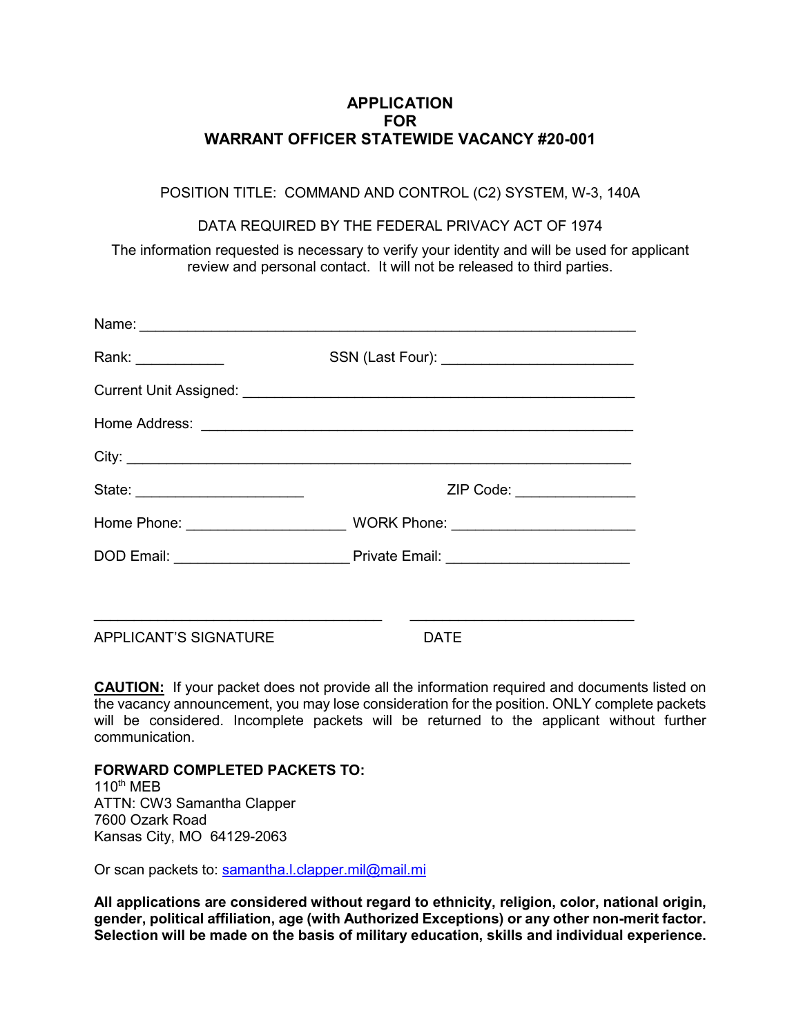# APPLICATION
# FOR
# WARRANT OFFICER STATEWIDE VACANCY #20-001

POSITION TITLE: COMMAND AND CONTROL (C2) SYSTEM, W-3, 140A

DATA REQUIRED BY THE FEDERAL PRIVACY ACT OF 1974

The information requested is necessary to verify your identity and will be used for applicant review and personal contact. It will not be released to third parties.

Name: ____________________________________________________________

Rank: ___________ SSN (Last Four): ________________________

Current Unit Assigned: _________________________________________________

Home Address: ______________________________________________________

City: _____________________________________________________________

State: _____________________ ZIP Code: _______________

Home Phone: ___________________ WORK Phone: ______________________

DOD Email: _____________________ Private Email: ______________________

___________________________________ ___________________________

APPLICANT'S SIGNATURE DATE

**CAUTION:** If your packet does not provide all the information required and documents listed on the vacancy announcement, you may lose consideration for the position. ONLY complete packets will be considered. Incomplete packets will be returned to the applicant without further communication.

**FORWARD COMPLETED PACKETS TO:**
110th MEB
ATTN: CW3 Samantha Clapper
7600 Ozark Road
Kansas City, MO 64129-2063

Or scan packets to: samantha.l.clapper.mil@mail.mi

**All applications are considered without regard to ethnicity, religion, color, national origin, gender, political affiliation, age (with Authorized Exceptions) or any other non-merit factor. Selection will be made on the basis of military education, skills and individual experience.**